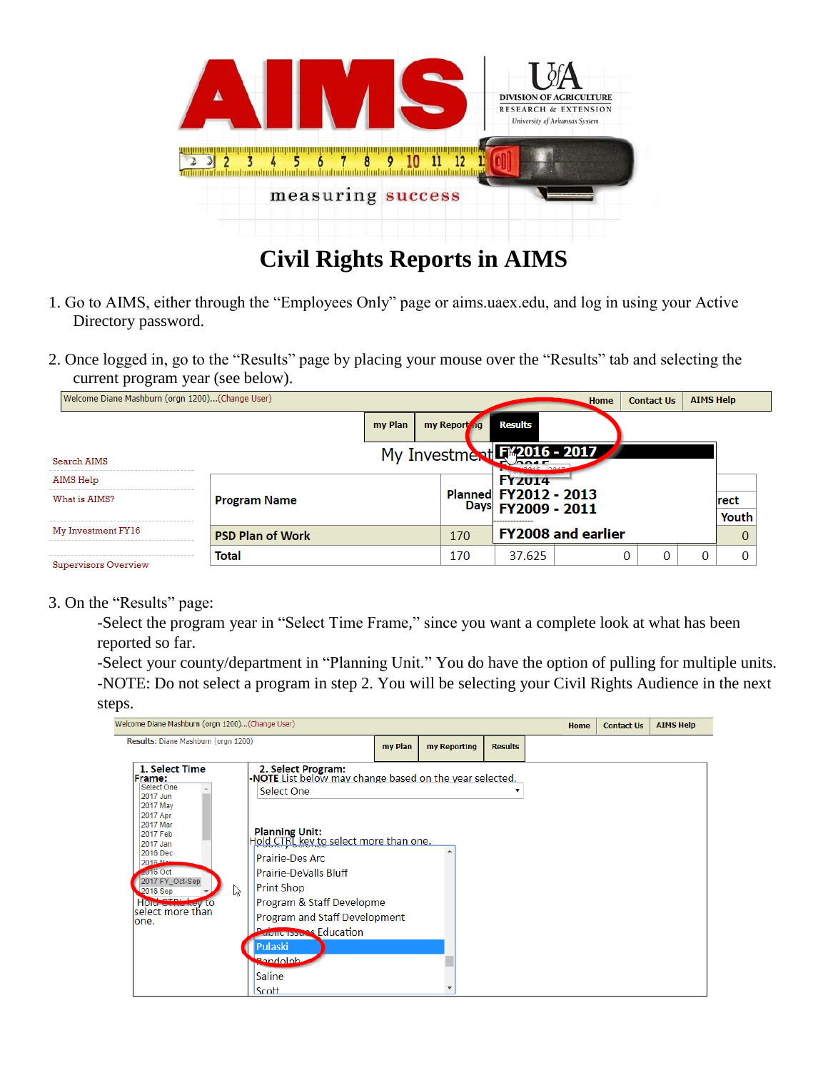# Civil Rights Reports in AIMS

1. Go to AIMS, either through the "Employees Only" page or aims.uaex.edu, and log in using your Active Directory password.

2. Once logged in, go to the "Results" page by placing your mouse over the "Results" tab and selecting the current program year (see below).

3. On the "Results" page:

   -Select the program year in "Select Time Frame," since you want a complete look at what has been reported so far.

   -Select your county/department in "Planning Unit." You do have the option of pulling for multiple units.

   -NOTE: Do not select a program in step 2. You will be selecting your Civil Rights Audience in the next steps.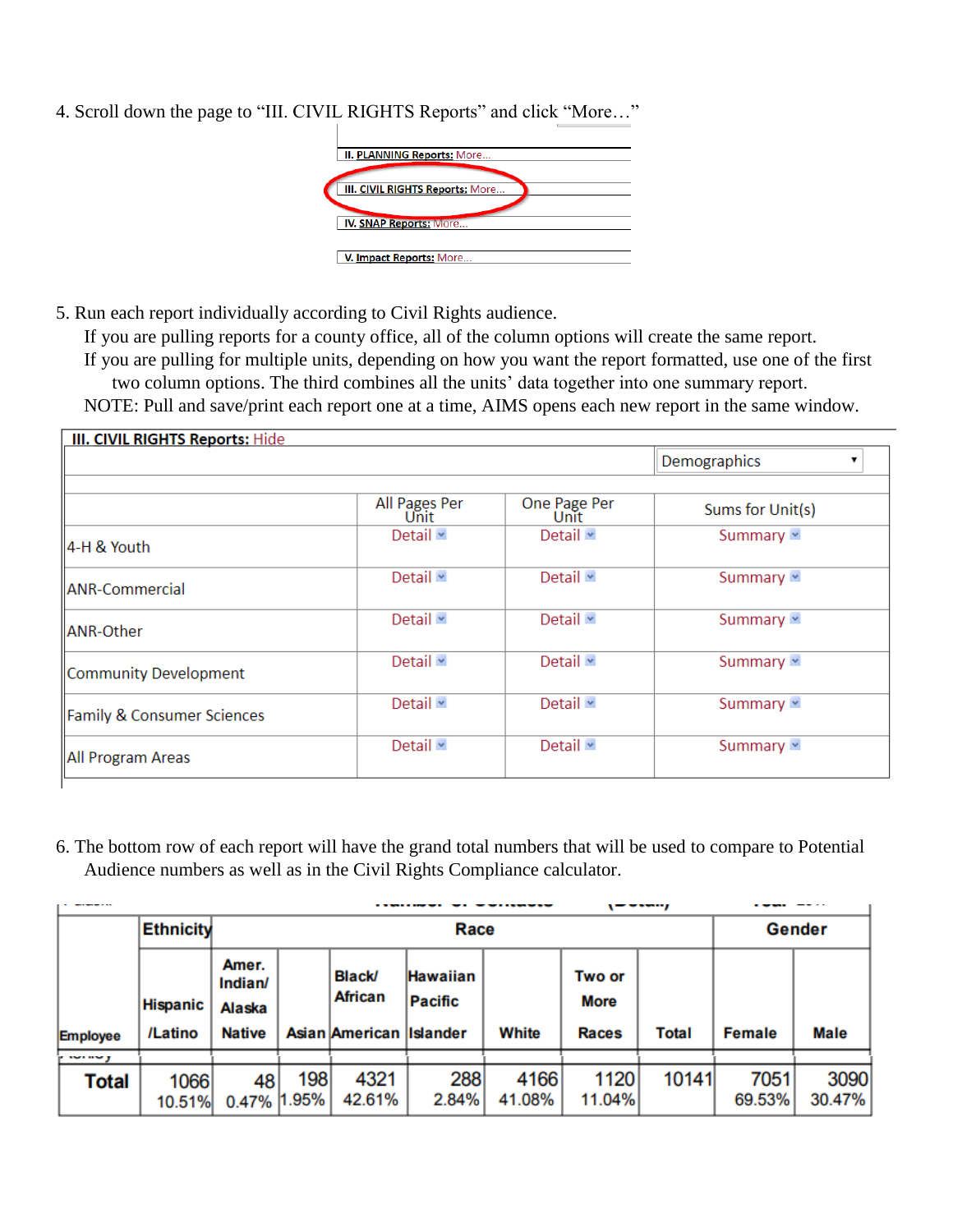4. Scroll down the page to "III. CIVIL RIGHTS Reports" and click "More…"

II. PLANNING Reports: More...

III. CIVIL RIGHTS Reports: More...

IV. SNAP Reports: More...

V. Impact Reports: More...

5. Run each report individually according to Civil Rights audience.
   If you are pulling reports for a county office, all of the column options will create the same report.
   If you are pulling for multiple units, depending on how you want the report formatted, use one of the first two column options. The third combines all the units' data together into one summary report.
   NOTE: Pull and save/print each report one at a time, AIMS opens each new report in the same window.

**III. CIVIL RIGHTS Reports:** Hide

| | | | Demographics |
|---|---|---|---|
| | All Pages Per Unit | One Page Per Unit | Sums for Unit(s) |
| 4-H & Youth | Detail | Detail | Summary |
| ANR-Commercial | Detail | Detail | Summary |
| ANR-Other | Detail | Detail | Summary |
| Community Development | Detail | Detail | Summary |
| Family & Consumer Sciences | Detail | Detail | Summary |
| All Program Areas | Detail | Detail | Summary |

6. The bottom row of each report will have the grand total numbers that will be used to compare to Potential Audience numbers as well as in the Civil Rights Compliance calculator.

| | Ethnicity | Race | | | | | | | Gender | |
|---|---|---|---|---|---|---|---|---|---|---|
| Employee | Hispanic /Latino | Amer. Indian/ Alaska Native | Asian | Black/ African American | Hawaiian Pacific Islander | White | Two or More Races | Total | Female | Male |
| **Total** | 1066 10.51% | 48 0.47% | 198 1.95% | 4321 42.61% | 288 2.84% | 4166 41.08% | 1120 11.04% | 10141 | 7051 69.53% | 3090 30.47% |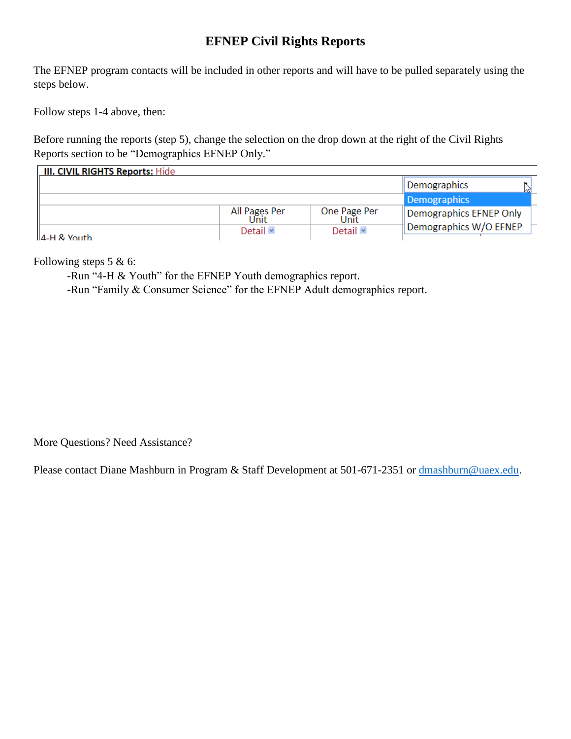# EFNEP Civil Rights Reports

The EFNEP program contacts will be included in other reports and will have to be pulled separately using the steps below.

Follow steps 1-4 above, then:

Before running the reports (step 5), change the selection on the drop down at the right of the Civil Rights Reports section to be "Demographics EFNEP Only."

| III. CIVIL RIGHTS Reports: Hide | | | |
|---|---|---|---|
| | | | Demographics |
| | | | Demographics |
| | All Pages Per Unit | One Page Per Unit | Demographics EFNEP Only |
| 4-H & Youth | Detail | Detail | Demographics W/O EFNEP |

Following steps 5 & 6:

- Run "4-H & Youth" for the EFNEP Youth demographics report.
- Run "Family & Consumer Science" for the EFNEP Adult demographics report.

More Questions? Need Assistance?

Please contact Diane Mashburn in Program & Staff Development at 501-671-2351 or dmashburn@uaex.edu.